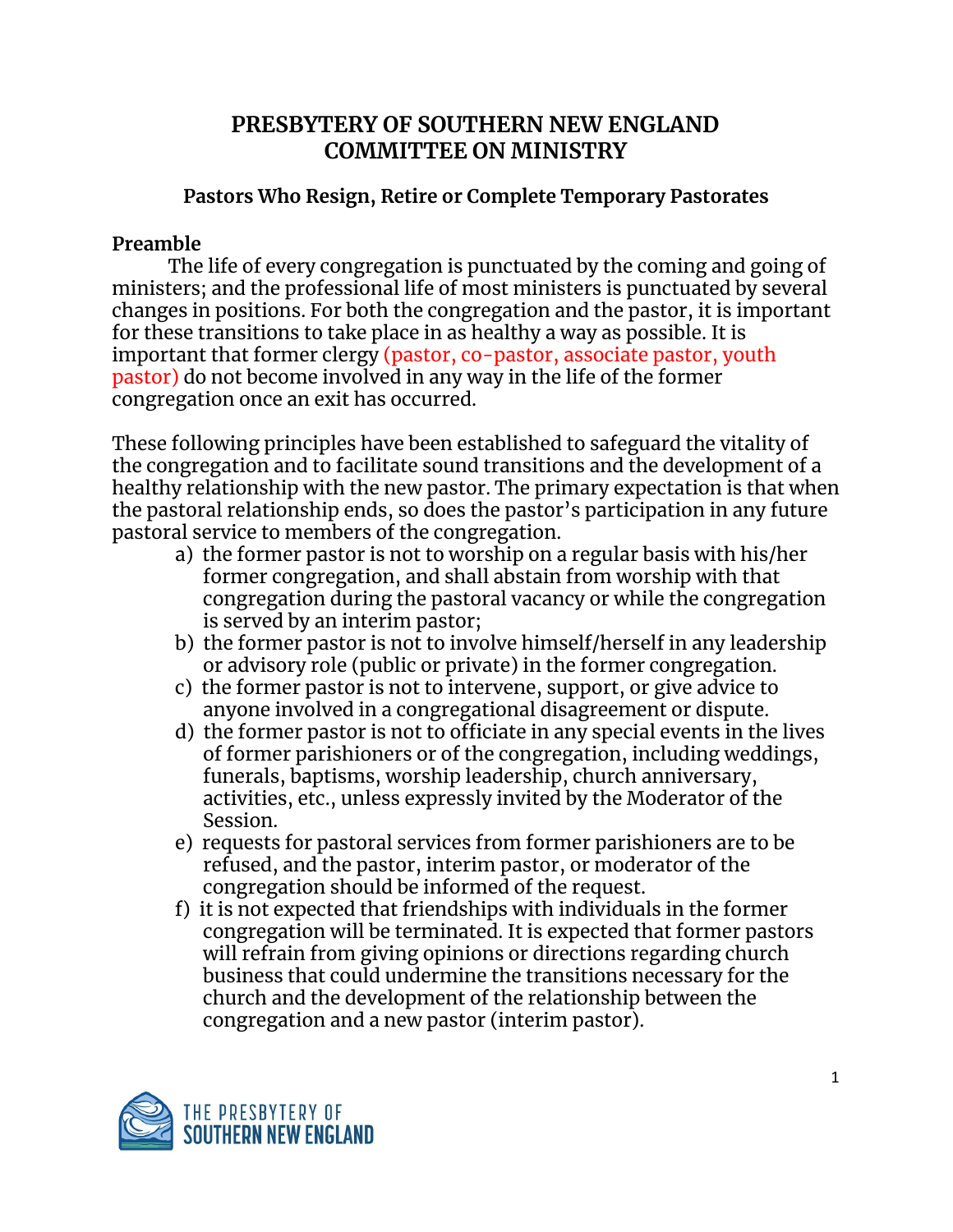# PRESBYTERY OF SOUTHERN NEW ENGLAND
# COMMITTEE ON MINISTRY

## Pastors Who Resign, Retire or Complete Temporary Pastorates

**Preamble**

The life of every congregation is punctuated by the coming and going of ministers; and the professional life of most ministers is punctuated by several changes in positions. For both the congregation and the pastor, it is important for these transitions to take place in as healthy a way as possible. It is important that former clergy (pastor, co-pastor, associate pastor, youth pastor) do not become involved in any way in the life of the former congregation once an exit has occurred.

These following principles have been established to safeguard the vitality of the congregation and to facilitate sound transitions and the development of a healthy relationship with the new pastor. The primary expectation is that when the pastoral relationship ends, so does the pastor's participation in any future pastoral service to members of the congregation.

a) the former pastor is not to worship on a regular basis with his/her former congregation, and shall abstain from worship with that congregation during the pastoral vacancy or while the congregation is served by an interim pastor;
b) the former pastor is not to involve himself/herself in any leadership or advisory role (public or private) in the former congregation.
c) the former pastor is not to intervene, support, or give advice to anyone involved in a congregational disagreement or dispute.
d) the former pastor is not to officiate in any special events in the lives of former parishioners or of the congregation, including weddings, funerals, baptisms, worship leadership, church anniversary, activities, etc., unless expressly invited by the Moderator of the Session.
e) requests for pastoral services from former parishioners are to be refused, and the pastor, interim pastor, or moderator of the congregation should be informed of the request.
f) it is not expected that friendships with individuals in the former congregation will be terminated. It is expected that former pastors will refrain from giving opinions or directions regarding church business that could undermine the transitions necessary for the church and the development of the relationship between the congregation and a new pastor (interim pastor).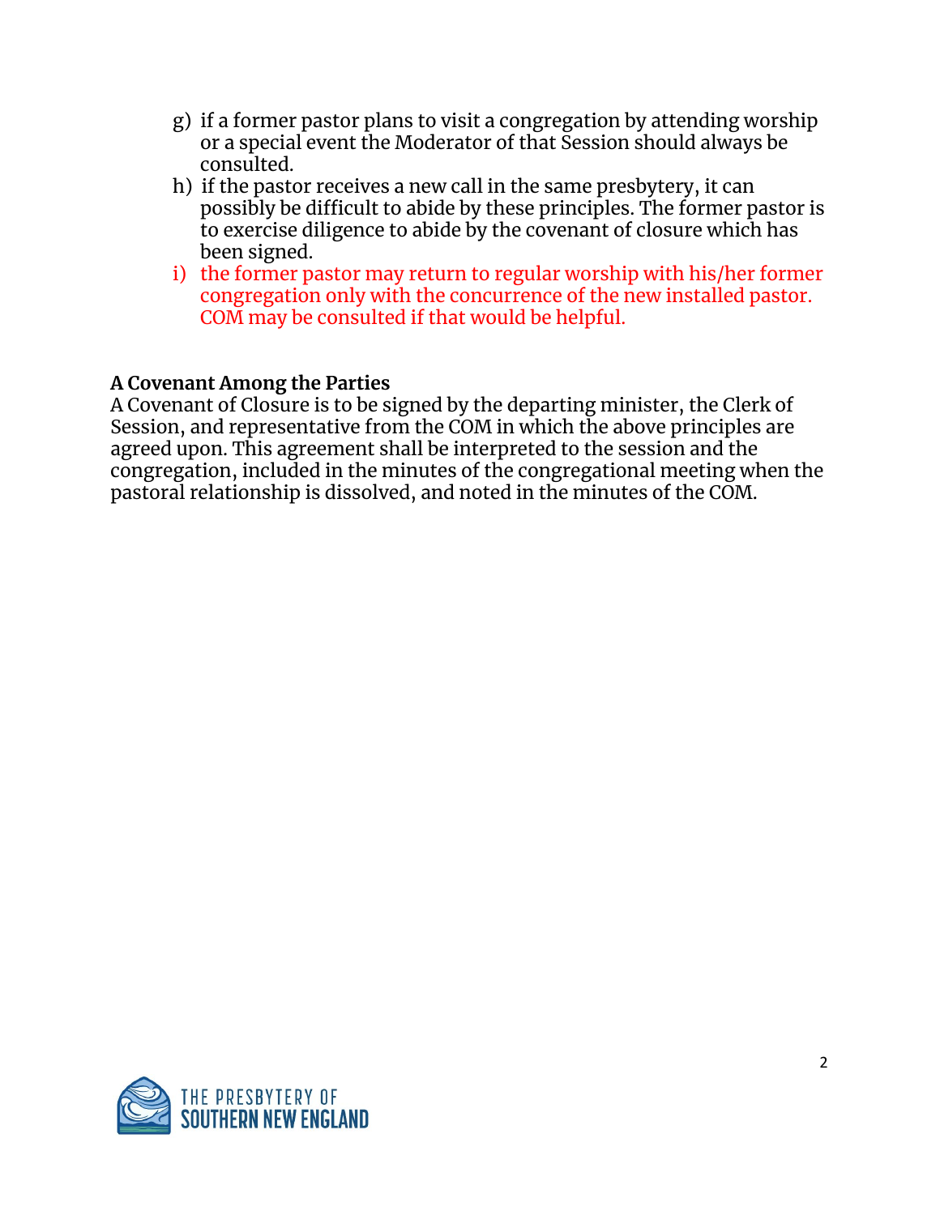g) if a former pastor plans to visit a congregation by attending worship or a special event the Moderator of that Session should always be consulted.

h) if the pastor receives a new call in the same presbytery, it can possibly be difficult to abide by these principles. The former pastor is to exercise diligence to abide by the covenant of closure which has been signed.

i) the former pastor may return to regular worship with his/her former congregation only with the concurrence of the new installed pastor. COM may be consulted if that would be helpful.

**A Covenant Among the Parties**

A Covenant of Closure is to be signed by the departing minister, the Clerk of Session, and representative from the COM in which the above principles are agreed upon. This agreement shall be interpreted to the session and the congregation, included in the minutes of the congregational meeting when the pastoral relationship is dissolved, and noted in the minutes of the COM.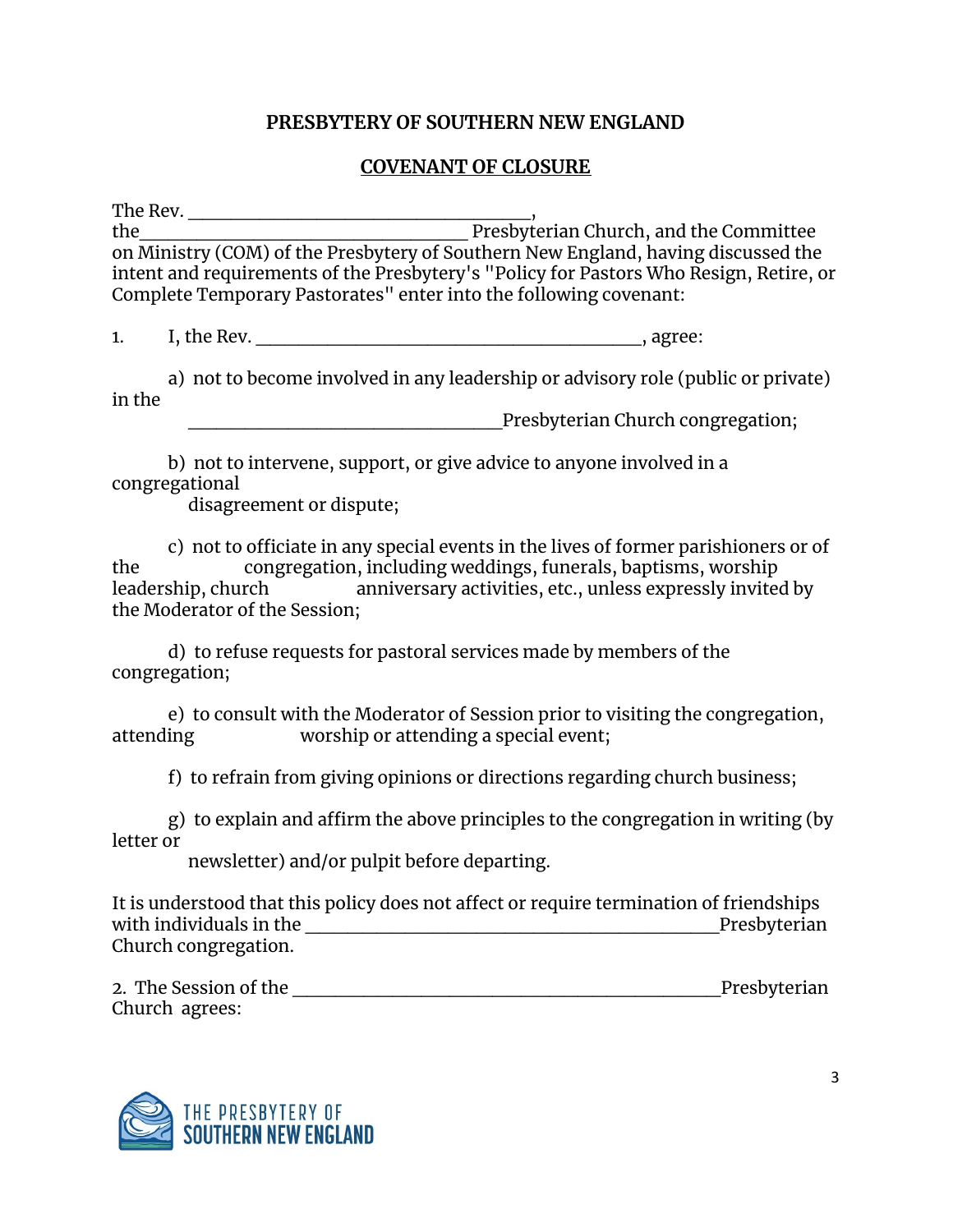**PRESBYTERY OF SOUTHERN NEW ENGLAND**

**COVENANT OF CLOSURE**

The Rev. ___________________________________, the___________________________________ Presbyterian Church, and the Committee on Ministry (COM) of the Presbytery of Southern New England, having discussed the intent and requirements of the Presbytery's "Policy for Pastors Who Resign, Retire, or Complete Temporary Pastorates" enter into the following covenant:

1. I, the Rev. __________________________________________, agree:

a) not to become involved in any leadership or advisory role (public or private) in the ___________________________________Presbyterian Church congregation;

b) not to intervene, support, or give advice to anyone involved in a congregational disagreement or dispute;

c) not to officiate in any special events in the lives of former parishioners or of the congregation, including weddings, funerals, baptisms, worship leadership, church anniversary activities, etc., unless expressly invited by the Moderator of the Session;

d) to refuse requests for pastoral services made by members of the congregation;

e) to consult with the Moderator of Session prior to visiting the congregation, attending worship or attending a special event;

f) to refrain from giving opinions or directions regarding church business;

g) to explain and affirm the above principles to the congregation in writing (by letter or newsletter) and/or pulpit before departing.

It is understood that this policy does not affect or require termination of friendships with individuals in the ______________________________________________Presbyterian Church congregation.

2. The Session of the _______________________________________________Presbyterian Church agrees: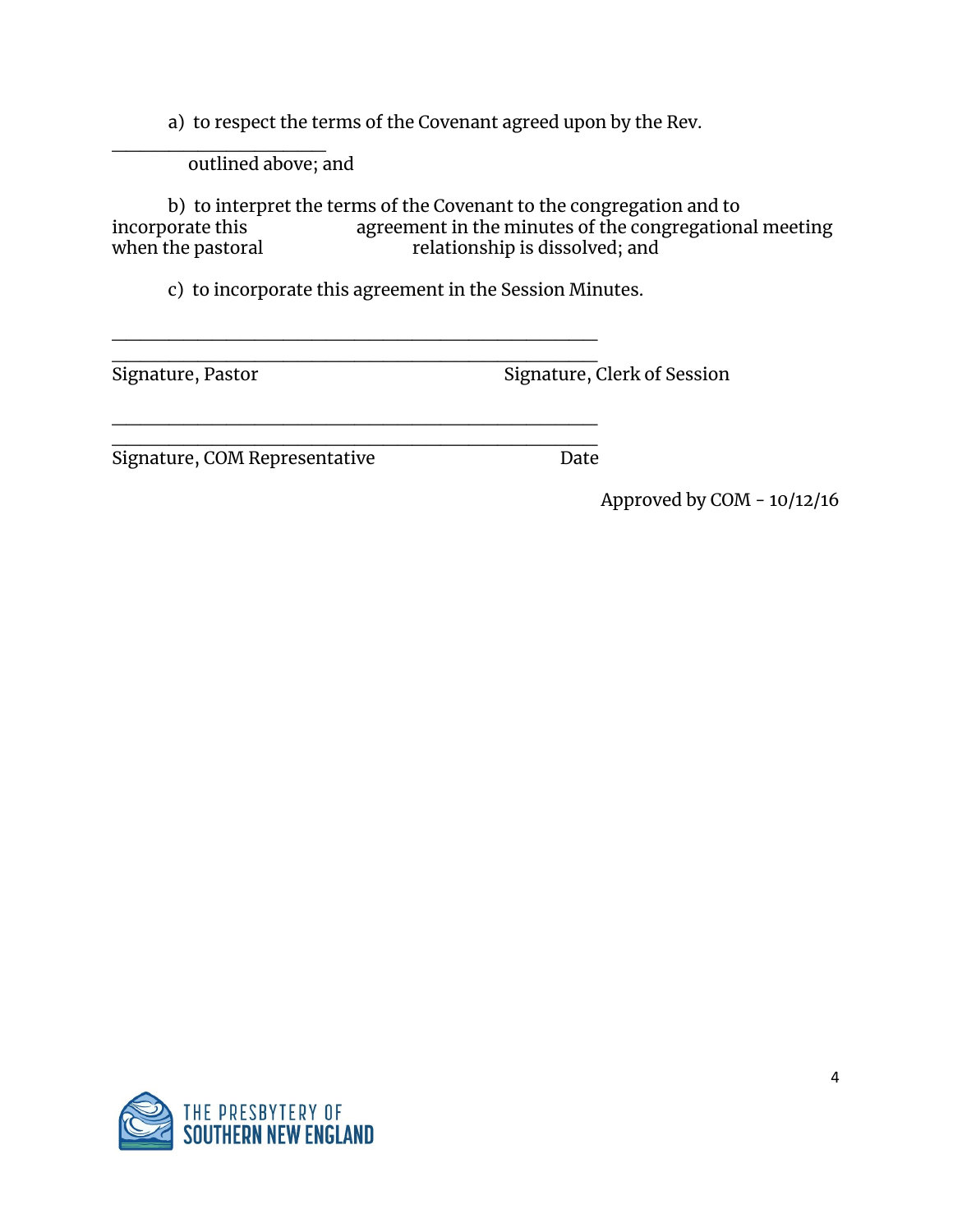a) to respect the terms of the Covenant agreed upon by the Rev. ________________________ outlined above; and

b) to interpret the terms of the Covenant to the congregation and to incorporate this agreement in the minutes of the congregational meeting when the pastoral relationship is dissolved; and

c) to incorporate this agreement in the Session Minutes.

______________________________________________________

______________________________________________________

Signature, Pastor Signature, Clerk of Session

______________________________________________________

______________________________________________________

Signature, COM Representative Date

Approved by COM - 10/12/16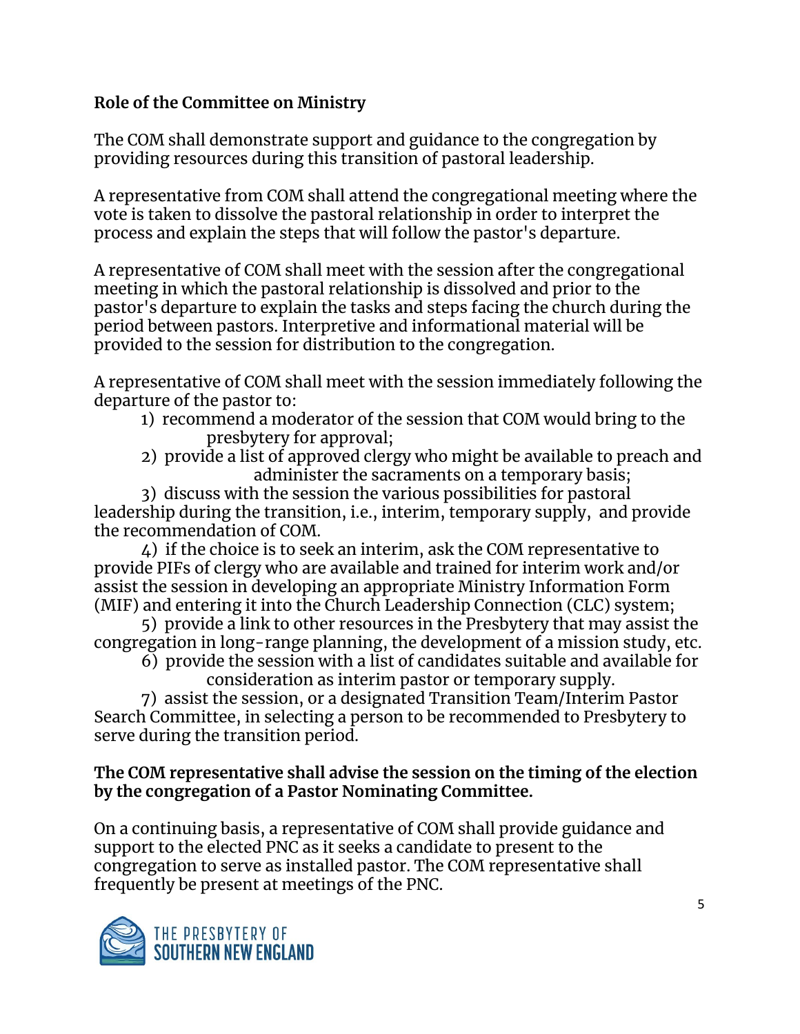**Role of the Committee on Ministry**

The COM shall demonstrate support and guidance to the congregation by providing resources during this transition of pastoral leadership.

A representative from COM shall attend the congregational meeting where the vote is taken to dissolve the pastoral relationship in order to interpret the process and explain the steps that will follow the pastor's departure.

A representative of COM shall meet with the session after the congregational meeting in which the pastoral relationship is dissolved and prior to the pastor's departure to explain the tasks and steps facing the church during the period between pastors. Interpretive and informational material will be provided to the session for distribution to the congregation.

A representative of COM shall meet with the session immediately following the departure of the pastor to:

1) recommend a moderator of the session that COM would bring to the presbytery for approval;
2) provide a list of approved clergy who might be available to preach and administer the sacraments on a temporary basis;
3) discuss with the session the various possibilities for pastoral leadership during the transition, i.e., interim, temporary supply, and provide the recommendation of COM.
4) if the choice is to seek an interim, ask the COM representative to provide PIFs of clergy who are available and trained for interim work and/or assist the session in developing an appropriate Ministry Information Form (MIF) and entering it into the Church Leadership Connection (CLC) system;
5) provide a link to other resources in the Presbytery that may assist the congregation in long-range planning, the development of a mission study, etc.
6) provide the session with a list of candidates suitable and available for consideration as interim pastor or temporary supply.
7) assist the session, or a designated Transition Team/Interim Pastor Search Committee, in selecting a person to be recommended to Presbytery to serve during the transition period.

**The COM representative shall advise the session on the timing of the election by the congregation of a Pastor Nominating Committee.**

On a continuing basis, a representative of COM shall provide guidance and support to the elected PNC as it seeks a candidate to present to the congregation to serve as installed pastor. The COM representative shall frequently be present at meetings of the PNC.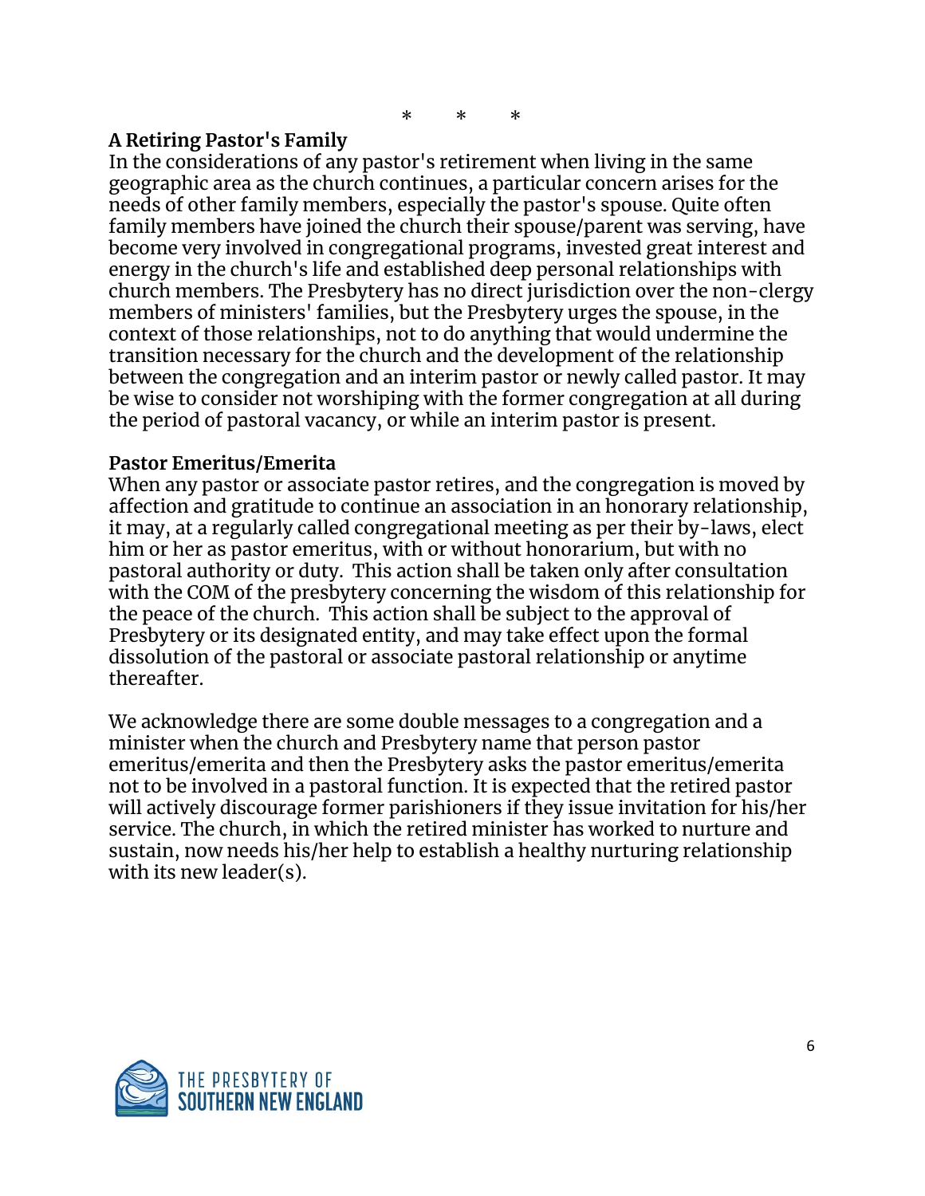\*    \*    \*

**A Retiring Pastor's Family**

In the considerations of any pastor's retirement when living in the same geographic area as the church continues, a particular concern arises for the needs of other family members, especially the pastor's spouse. Quite often family members have joined the church their spouse/parent was serving, have become very involved in congregational programs, invested great interest and energy in the church's life and established deep personal relationships with church members. The Presbytery has no direct jurisdiction over the non-clergy members of ministers' families, but the Presbytery urges the spouse, in the context of those relationships, not to do anything that would undermine the transition necessary for the church and the development of the relationship between the congregation and an interim pastor or newly called pastor. It may be wise to consider not worshiping with the former congregation at all during the period of pastoral vacancy, or while an interim pastor is present.

**Pastor Emeritus/Emerita**

When any pastor or associate pastor retires, and the congregation is moved by affection and gratitude to continue an association in an honorary relationship, it may, at a regularly called congregational meeting as per their by-laws, elect him or her as pastor emeritus, with or without honorarium, but with no pastoral authority or duty. This action shall be taken only after consultation with the COM of the presbytery concerning the wisdom of this relationship for the peace of the church. This action shall be subject to the approval of Presbytery or its designated entity, and may take effect upon the formal dissolution of the pastoral or associate pastoral relationship or anytime thereafter.

We acknowledge there are some double messages to a congregation and a minister when the church and Presbytery name that person pastor emeritus/emerita and then the Presbytery asks the pastor emeritus/emerita not to be involved in a pastoral function. It is expected that the retired pastor will actively discourage former parishioners if they issue invitation for his/her service. The church, in which the retired minister has worked to nurture and sustain, now needs his/her help to establish a healthy nurturing relationship with its new leader(s).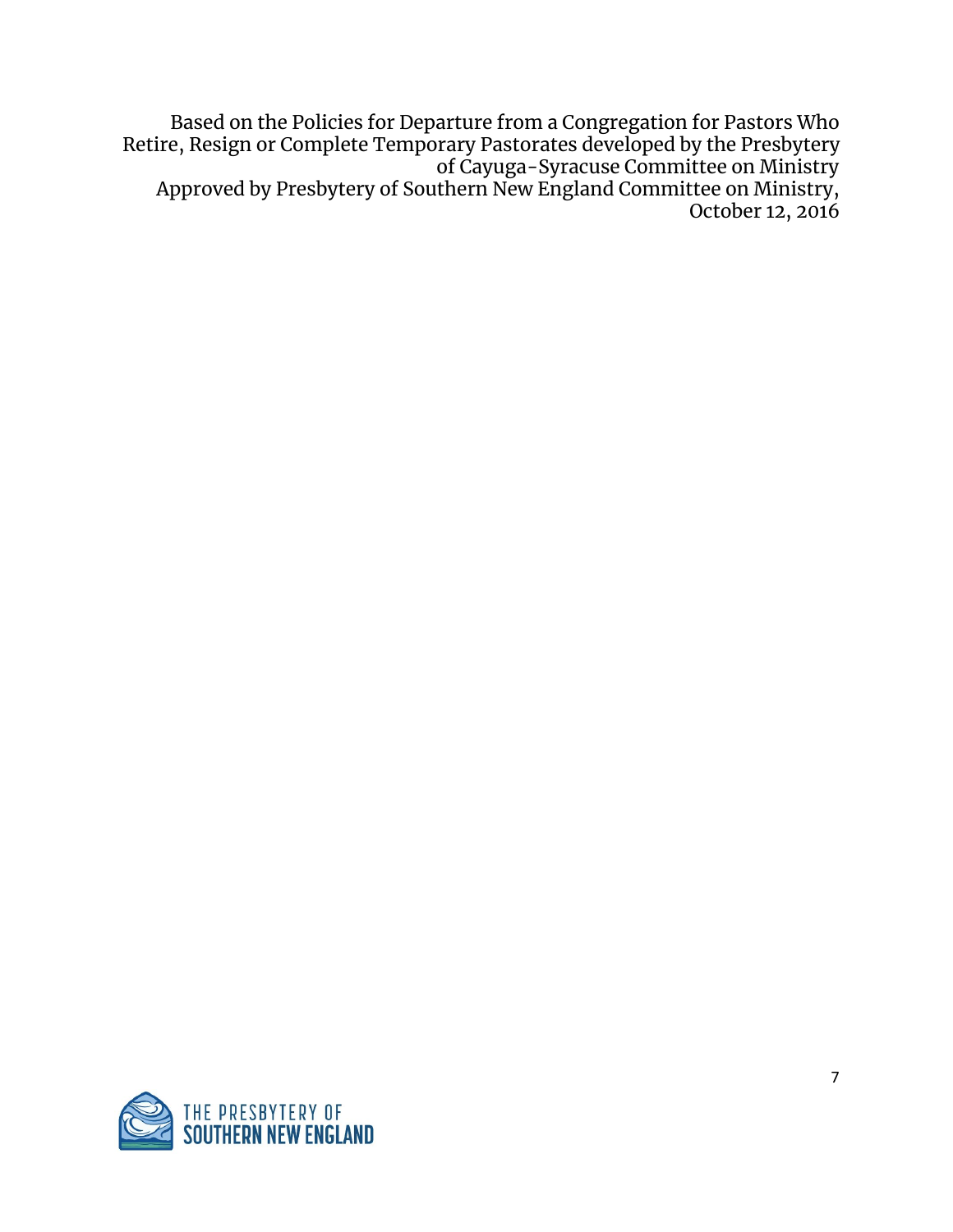Based on the Policies for Departure from a Congregation for Pastors Who Retire, Resign or Complete Temporary Pastorates developed by the Presbytery of Cayuga-Syracuse Committee on Ministry
Approved by Presbytery of Southern New England Committee on Ministry, October 12, 2016